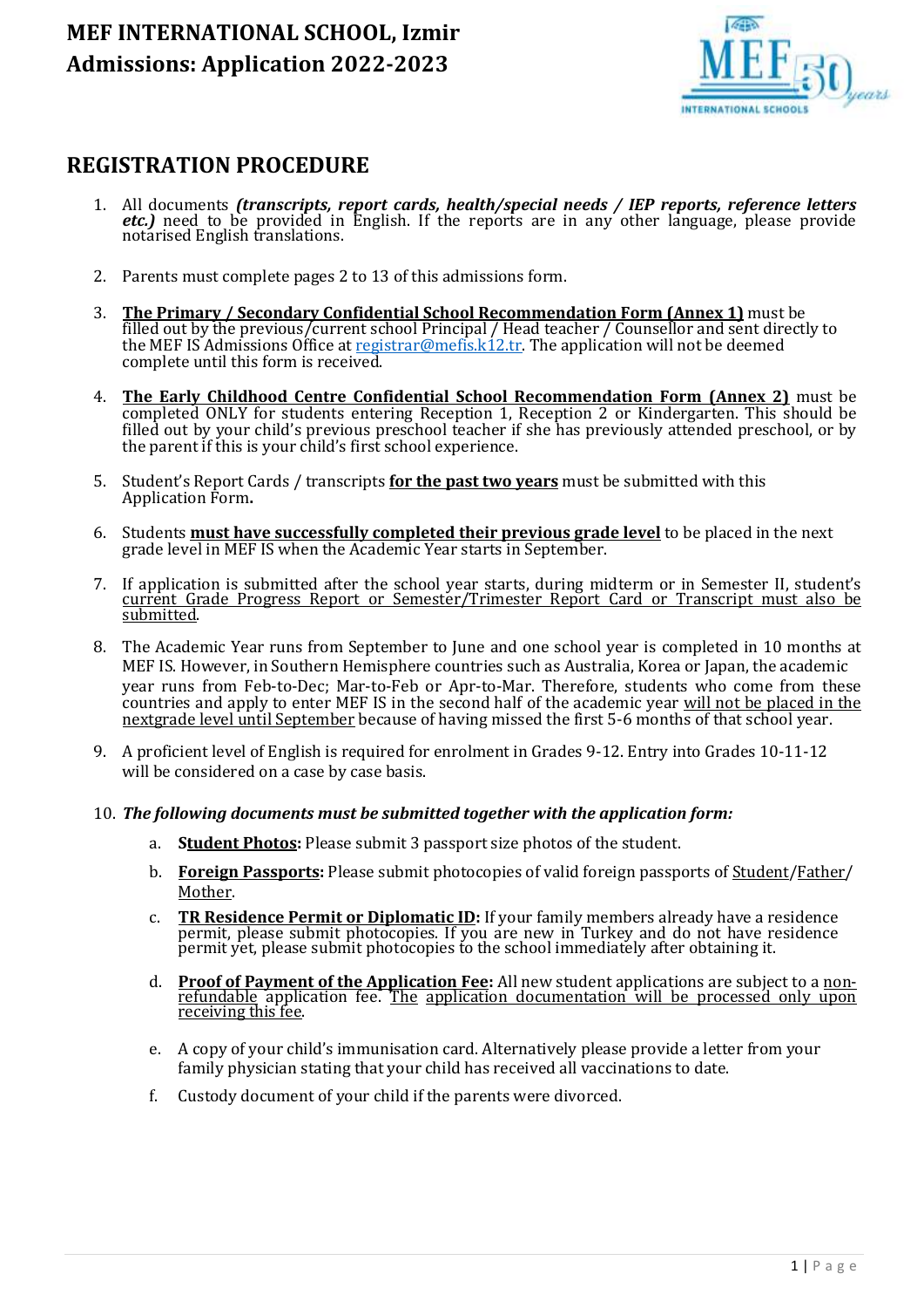# MEF INTERNATIONAL SCHOOL, Izmir
# Admissions: Application 2022-2023

## REGISTRATION PROCEDURE

1. All documents ***(transcripts, report cards, health/special needs / IEP reports, reference letters etc.)*** need to be provided in English. If the reports are in any other language, please provide notarised English translations.

2. Parents must complete pages 2 to 13 of this admissions form.

3. **The Primary / Secondary Confidential School Recommendation Form (Annex 1)** must be filled out by the previous/current school Principal / Head teacher / Counsellor and sent directly to the MEF IS Admissions Office at registrar@mefis.k12.tr. The application will not be deemed complete until this form is received.

4. **The Early Childhood Centre Confidential School Recommendation Form (Annex 2)** must be completed ONLY for students entering Reception 1, Reception 2 or Kindergarten. This should be filled out by your child's previous preschool teacher if she has previously attended preschool, or by the parent if this is your child's first school experience.

5. Student's Report Cards / transcripts **for the past two years** must be submitted with this Application Form**.**

6. Students **must have successfully completed their previous grade level** to be placed in the next grade level in MEF IS when the Academic Year starts in September.

7. If application is submitted after the school year starts, during midterm or in Semester II, student's current Grade Progress Report or Semester/Trimester Report Card or Transcript must also be submitted.

8. The Academic Year runs from September to June and one school year is completed in 10 months at MEF IS. However, in Southern Hemisphere countries such as Australia, Korea or Japan, the academic year runs from Feb-to-Dec; Mar-to-Feb or Apr-to-Mar. Therefore, students who come from these countries and apply to enter MEF IS in the second half of the academic year will not be placed in the nextgrade level until September because of having missed the first 5-6 months of that school year.

9. A proficient level of English is required for enrolment in Grades 9-12. Entry into Grades 10-11-12 will be considered on a case by case basis.

10. ***The following documents must be submitted together with the application form:***

    a. **Student Photos:** Please submit 3 passport size photos of the student.

    b. **Foreign Passports:** Please submit photocopies of valid foreign passports of Student/Father/Mother.

    c. **TR Residence Permit or Diplomatic ID:** If your family members already have a residence permit, please submit photocopies. If you are new in Turkey and do not have residence permit yet, please submit photocopies to the school immediately after obtaining it.

    d. **Proof of Payment of the Application Fee:** All new student applications are subject to a non-refundable application fee. The application documentation will be processed only upon receiving this fee.

    e. A copy of your child's immunisation card. Alternatively please provide a letter from your family physician stating that your child has received all vaccinations to date.

    f. Custody document of your child if the parents were divorced.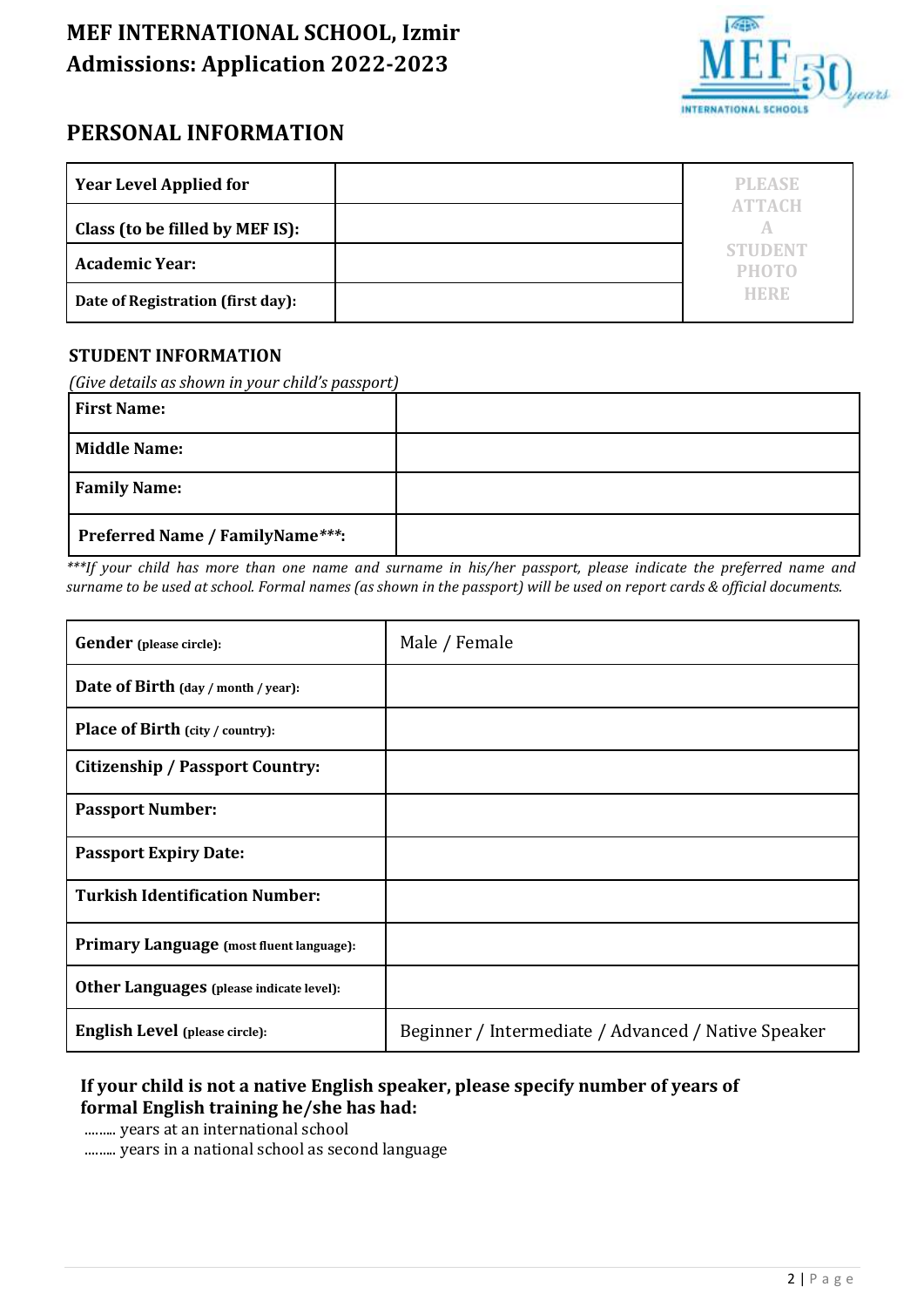# MEF INTERNATIONAL SCHOOL, Izmir
# Admissions: Application 2022-2023

## PERSONAL INFORMATION

| Year Level Applied for | | PLEASE ATTACH A STUDENT PHOTO HERE |
|---|---|---|
| Class (to be filled by MEF IS): | | |
| Academic Year: | | |
| Date of Registration (first day): | | |

### STUDENT INFORMATION

*(Give details as shown in your child's passport)*

| First Name: | |
|---|---|
| Middle Name: | |
| Family Name: | |
| Preferred Name / FamilyName***: | |

****If your child has more than one name and surname in his/her passport, please indicate the preferred name and surname to be used at school. Formal names (as shown in the passport) will be used on report cards & official documents.*

| Gender (please circle): | Male / Female |
|---|---|
| Date of Birth (day / month / year): | |
| Place of Birth (city / country): | |
| Citizenship / Passport Country: | |
| Passport Number: | |
| Passport Expiry Date: | |
| Turkish Identification Number: | |
| Primary Language (most fluent language): | |
| Other Languages (please indicate level): | |
| English Level (please circle): | Beginner / Intermediate / Advanced / Native Speaker |

**If your child is not a native English speaker, please specify number of years of formal English training he/she has had:**

……… years at an international school
……… years in a national school as second language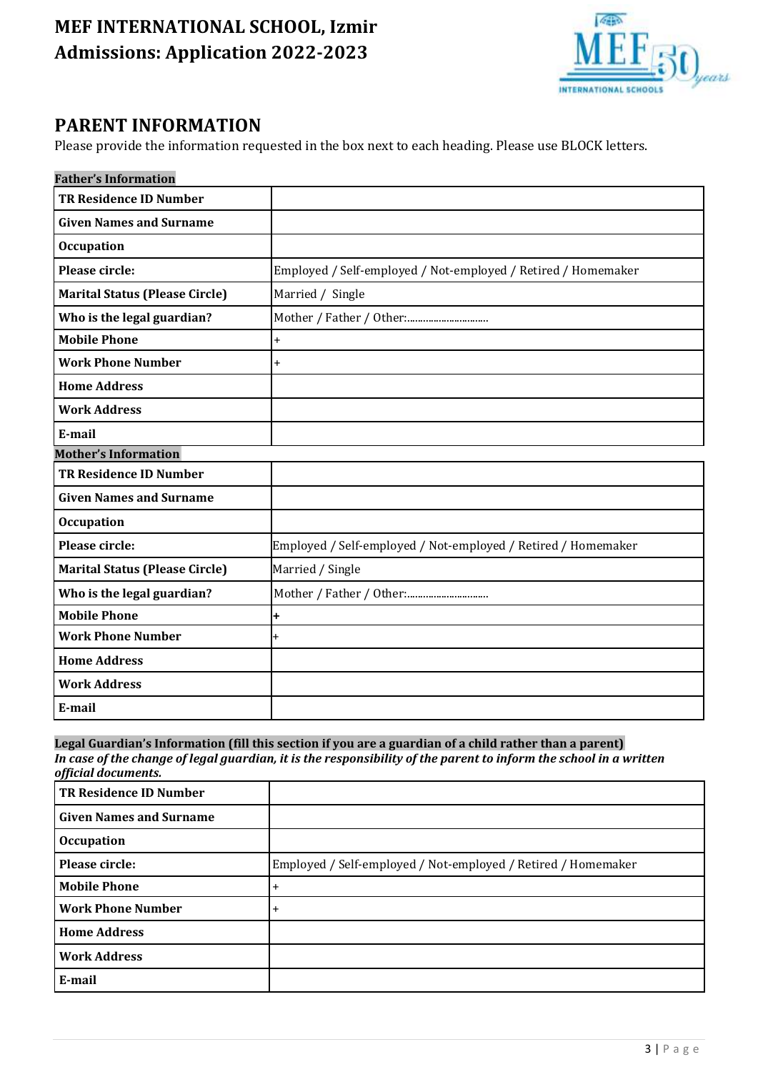# MEF INTERNATIONAL SCHOOL, Izmir
# Admissions: Application 2022-2023

## PARENT INFORMATION

Please provide the information requested in the box next to each heading. Please use BLOCK letters.

**Father's Information**

| | |
|---|---|
| **TR Residence ID Number** | |
| **Given Names and Surname** | |
| **Occupation** | |
| **Please circle:** | Employed / Self-employed / Not-employed / Retired / Homemaker |
| **Marital Status (Please Circle)** | Married / Single |
| **Who is the legal guardian?** | Mother / Father / Other:............................... |
| **Mobile Phone** | + |
| **Work Phone Number** | + |
| **Home Address** | |
| **Work Address** | |
| **E-mail** | |

**Mother's Information**

| | |
|---|---|
| **TR Residence ID Number** | |
| **Given Names and Surname** | |
| **Occupation** | |
| **Please circle:** | Employed / Self-employed / Not-employed / Retired / Homemaker |
| **Marital Status (Please Circle)** | Married / Single |
| **Who is the legal guardian?** | Mother / Father / Other:............................... |
| **Mobile Phone** | **+** |
| **Work Phone Number** | + |
| **Home Address** | |
| **Work Address** | |
| **E-mail** | |

**Legal Guardian's Information (fill this section if you are a guardian of a child rather than a parent)**

***In case of the change of legal guardian, it is the responsibility of the parent to inform the school in a written official documents.***

| | |
|---|---|
| **TR Residence ID Number** | |
| **Given Names and Surname** | |
| **Occupation** | |
| **Please circle:** | Employed / Self-employed / Not-employed / Retired / Homemaker |
| **Mobile Phone** | + |
| **Work Phone Number** | + |
| **Home Address** | |
| **Work Address** | |
| **E-mail** | |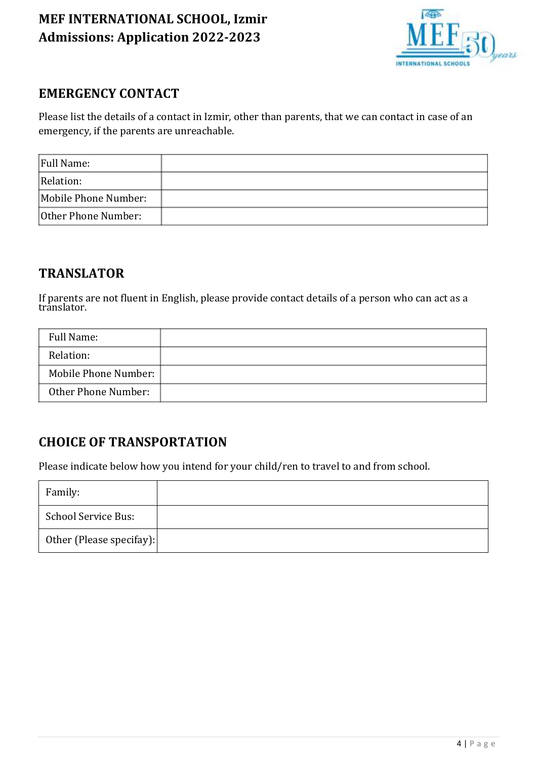# MEF INTERNATIONAL SCHOOL, Izmir
# Admissions: Application 2022-2023

## EMERGENCY CONTACT

Please list the details of a contact in Izmir, other than parents, that we can contact in case of an emergency, if the parents are unreachable.

| | |
|---|---|
| Full Name: | |
| Relation: | |
| Mobile Phone Number: | |
| Other Phone Number: | |

## TRANSLATOR

If parents are not fluent in English, please provide contact details of a person who can act as a translator.

| | |
|---|---|
| Full Name: | |
| Relation: | |
| Mobile Phone Number: | |
| Other Phone Number: | |

## CHOICE OF TRANSPORTATION

Please indicate below how you intend for your child/ren to travel to and from school.

| | |
|---|---|
| Family: | |
| School Service Bus: | |
| Other (Please specifay): | |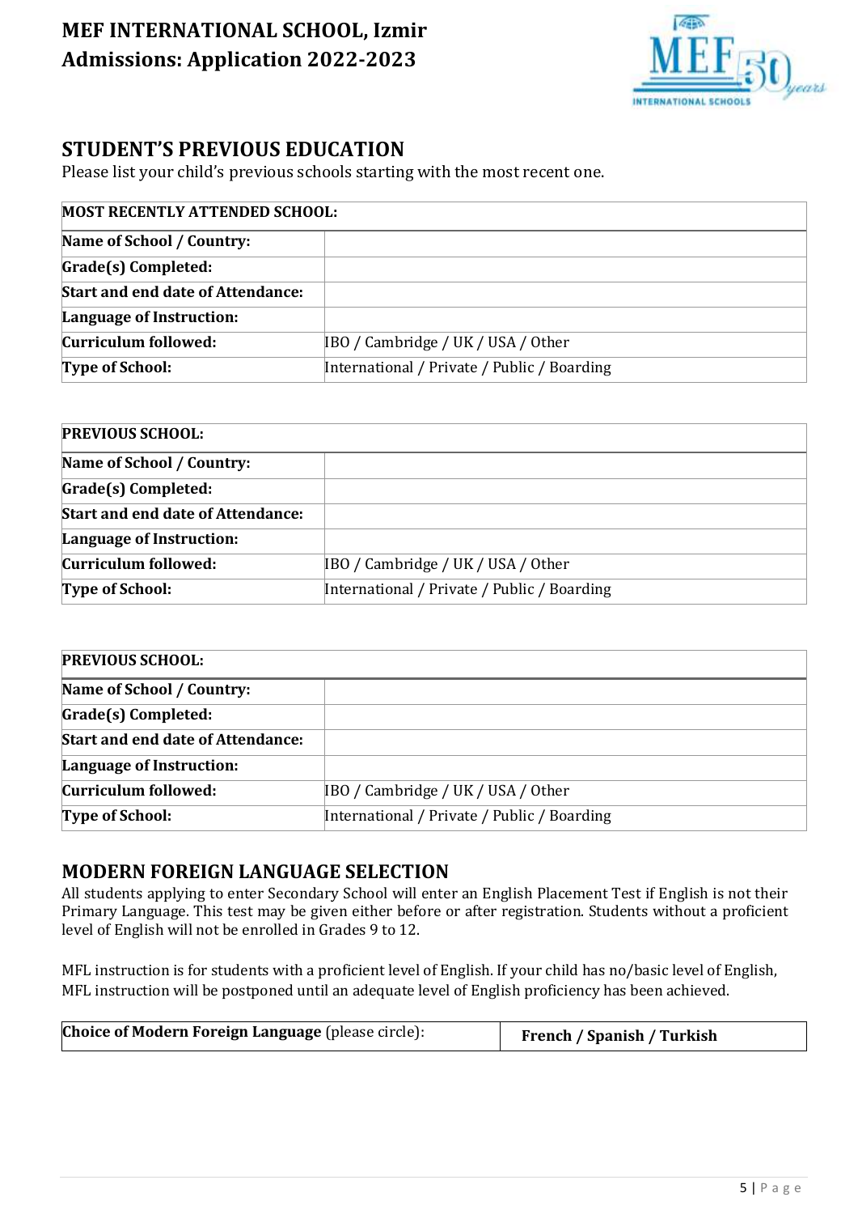# MEF INTERNATIONAL SCHOOL, Izmir
# Admissions: Application 2022-2023

## STUDENT'S PREVIOUS EDUCATION

Please list your child's previous schools starting with the most recent one.

| **MOST RECENTLY ATTENDED SCHOOL:** | |
|---|---|
| **Name of School / Country:** | |
| **Grade(s) Completed:** | |
| **Start and end date of Attendance:** | |
| **Language of Instruction:** | |
| **Curriculum followed:** | IBO / Cambridge / UK / USA / Other |
| **Type of School:** | International / Private / Public / Boarding |

| **PREVIOUS SCHOOL:** | |
|---|---|
| **Name of School / Country:** | |
| **Grade(s) Completed:** | |
| **Start and end date of Attendance:** | |
| **Language of Instruction:** | |
| **Curriculum followed:** | IBO / Cambridge / UK / USA / Other |
| **Type of School:** | International / Private / Public / Boarding |

| **PREVIOUS SCHOOL:** | |
|---|---|
| **Name of School / Country:** | |
| **Grade(s) Completed:** | |
| **Start and end date of Attendance:** | |
| **Language of Instruction:** | |
| **Curriculum followed:** | IBO / Cambridge / UK / USA / Other |
| **Type of School:** | International / Private / Public / Boarding |

## MODERN FOREIGN LANGUAGE SELECTION

All students applying to enter Secondary School will enter an English Placement Test if English is not their Primary Language. This test may be given either before or after registration. Students without a proficient level of English will not be enrolled in Grades 9 to 12.

MFL instruction is for students with a proficient level of English. If your child has no/basic level of English, MFL instruction will be postponed until an adequate level of English proficiency has been achieved.

| **Choice of Modern Foreign Language** (please circle): | **French / Spanish / Turkish** |
|---|---|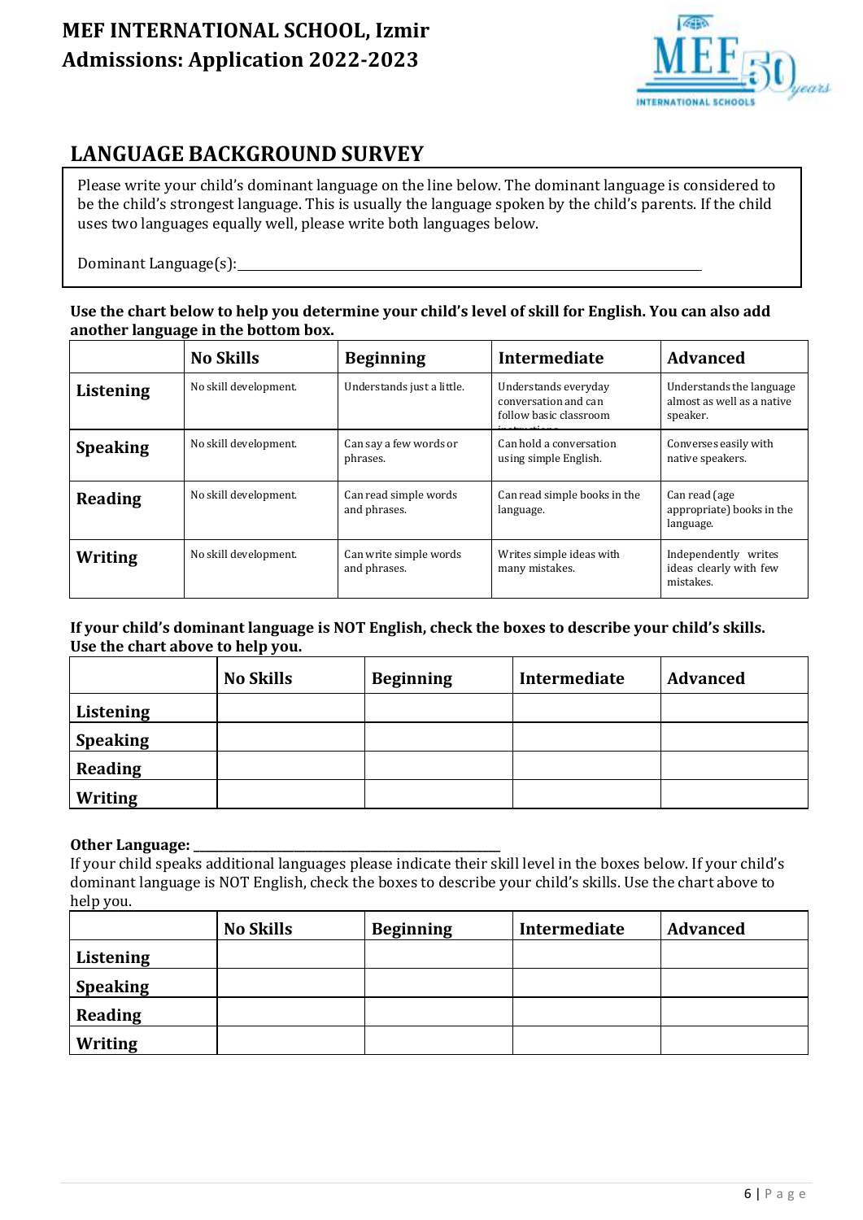# MEF INTERNATIONAL SCHOOL, Izmir
# Admissions: Application 2022-2023

## LANGUAGE BACKGROUND SURVEY

Please write your child's dominant language on the line below. The dominant language is considered to be the child's strongest language. This is usually the language spoken by the child's parents. If the child uses two languages equally well, please write both languages below.

Dominant Language(s):\_\_\_\_\_\_\_\_\_\_\_\_\_\_\_\_\_\_\_\_\_\_\_\_\_\_\_\_\_\_\_\_\_\_\_\_\_\_\_\_\_\_\_\_\_\_\_\_\_\_\_\_

**Use the chart below to help you determine your child's level of skill for English. You can also add another language in the bottom box.**

| | No Skills | Beginning | Intermediate | Advanced |
|---|---|---|---|---|
| **Listening** | No skill development. | Understands just a little. | Understands everyday conversation and can follow basic classroom instructions. | Understands the language almost as well as a native speaker. |
| **Speaking** | No skill development. | Can say a few words or phrases. | Can hold a conversation using simple English. | Converses easily with native speakers. |
| **Reading** | No skill development. | Can read simple words and phrases. | Can read simple books in the language. | Can read (age appropriate) books in the language. |
| **Writing** | No skill development. | Can write simple words and phrases. | Writes simple ideas with many mistakes. | Independently writes ideas clearly with few mistakes. |

**If your child's dominant language is NOT English, check the boxes to describe your child's skills. Use the chart above to help you.**

| | No Skills | Beginning | Intermediate | Advanced |
|---|---|---|---|---|
| **Listening** | | | | |
| **Speaking** | | | | |
| **Reading** | | | | |
| **Writing** | | | | |

**Other Language: \_\_\_\_\_\_\_\_\_\_\_\_\_\_\_\_\_\_\_\_\_\_\_\_\_\_\_\_\_\_\_\_\_\_\_\_**

If your child speaks additional languages please indicate their skill level in the boxes below. If your child's dominant language is NOT English, check the boxes to describe your child's skills. Use the chart above to help you.

| | No Skills | Beginning | Intermediate | Advanced |
|---|---|---|---|---|
| **Listening** | | | | |
| **Speaking** | | | | |
| **Reading** | | | | |
| **Writing** | | | | |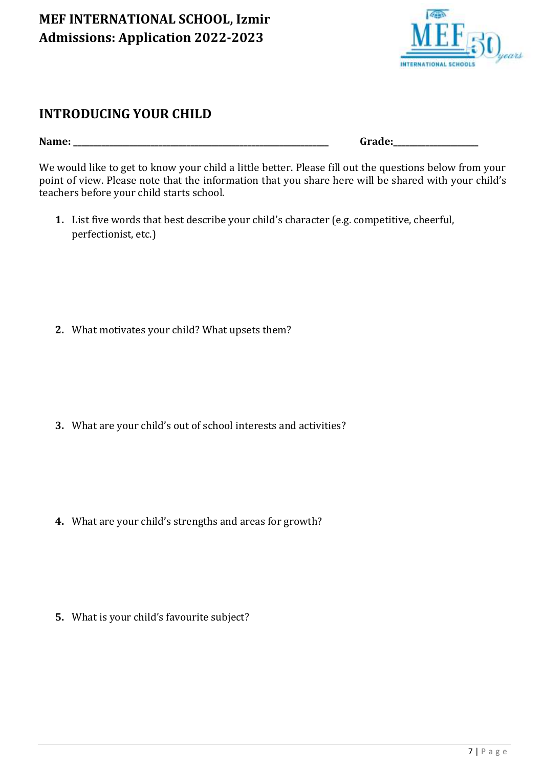**MEF INTERNATIONAL SCHOOL, Izmir**
**Admissions: Application 2022-2023**

## INTRODUCING YOUR CHILD

**Name:** ______________________________________________ **Grade:**_________________

We would like to get to know your child a little better. Please fill out the questions below from your point of view. Please note that the information that you share here will be shared with your child's teachers before your child starts school.

1. List five words that best describe your child's character (e.g. competitive, cheerful, perfectionist, etc.)

2. What motivates your child? What upsets them?

3. What are your child's out of school interests and activities?

4. What are your child's strengths and areas for growth?

5. What is your child's favourite subject?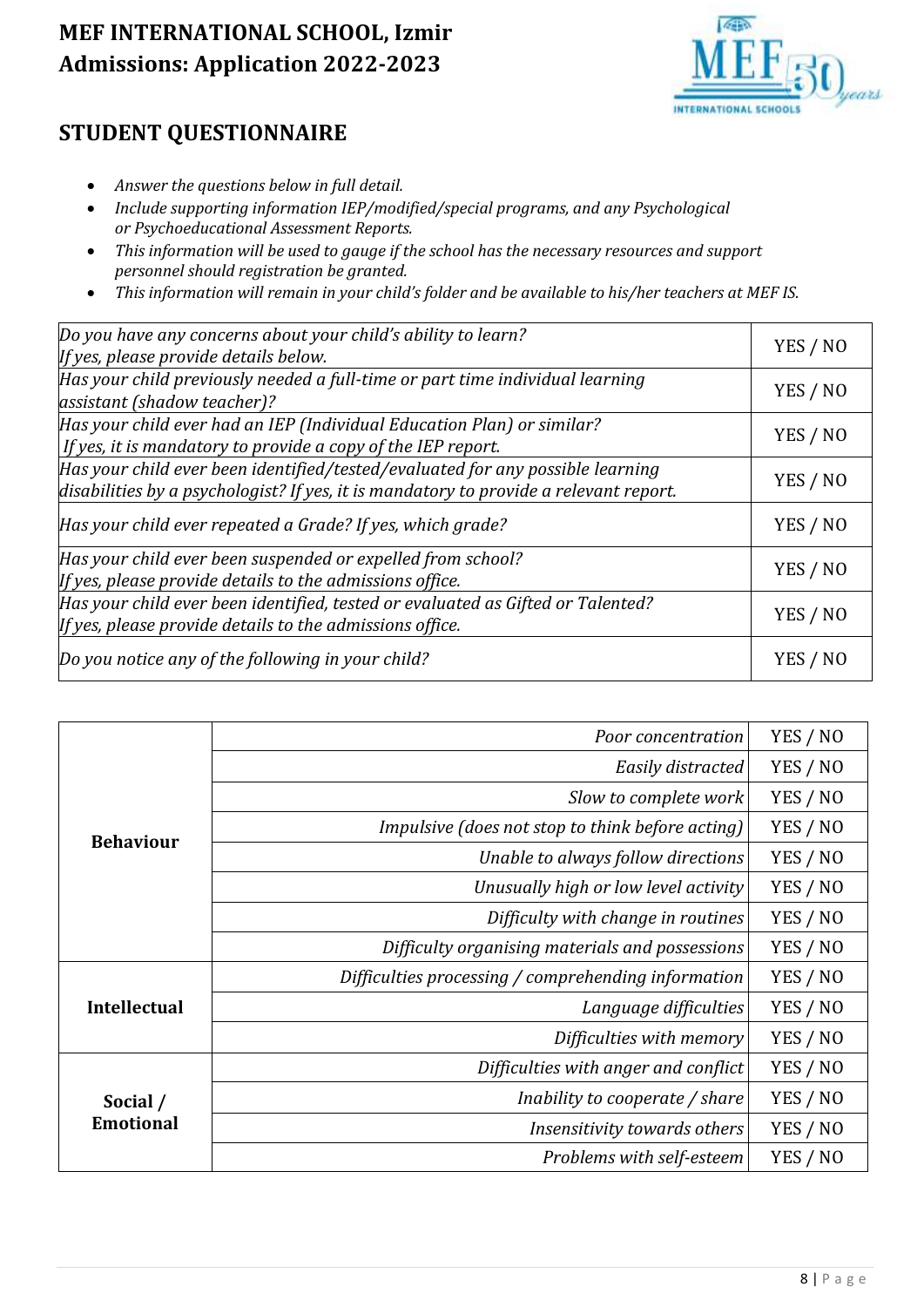# MEF INTERNATIONAL SCHOOL, Izmir
# Admissions: Application 2022-2023

## STUDENT QUESTIONNAIRE

- *Answer the questions below in full detail.*
- *Include supporting information IEP/modified/special programs, and any Psychological or Psychoeducational Assessment Reports.*
- *This information will be used to gauge if the school has the necessary resources and support personnel should registration be granted.*
- *This information will remain in your child's folder and be available to his/her teachers at MEF IS.*

| Question | Answer |
|---|---|
| *Do you have any concerns about your child's ability to learn? If yes, please provide details below.* | YES / NO |
| *Has your child previously needed a full-time or part time individual learning assistant (shadow teacher)?* | YES / NO |
| *Has your child ever had an IEP (Individual Education Plan) or similar? If yes, it is mandatory to provide a copy of the IEP report.* | YES / NO |
| *Has your child ever been identified/tested/evaluated for any possible learning disabilities by a psychologist? If yes, it is mandatory to provide a relevant report.* | YES / NO |
| *Has your child ever repeated a Grade? If yes, which grade?* | YES / NO |
| *Has your child ever been suspended or expelled from school? If yes, please provide details to the admissions office.* | YES / NO |
| *Has your child ever been identified, tested or evaluated as Gifted or Talented? If yes, please provide details to the admissions office.* | YES / NO |
| *Do you notice any of the following in your child?* | YES / NO |

| Category | Item | Answer |
|---|---|---|
| **Behaviour** | *Poor concentration* | YES / NO |
| | *Easily distracted* | YES / NO |
| | *Slow to complete work* | YES / NO |
| | *Impulsive (does not stop to think before acting)* | YES / NO |
| | *Unable to always follow directions* | YES / NO |
| | *Unusually high or low level activity* | YES / NO |
| | *Difficulty with change in routines* | YES / NO |
| | *Difficulty organising materials and possessions* | YES / NO |
| **Intellectual** | *Difficulties processing / comprehending information* | YES / NO |
| | *Language difficulties* | YES / NO |
| | *Difficulties with memory* | YES / NO |
| **Social / Emotional** | *Difficulties with anger and conflict* | YES / NO |
| | *Inability to cooperate / share* | YES / NO |
| | *Insensitivity towards others* | YES / NO |
| | *Problems with self-esteem* | YES / NO |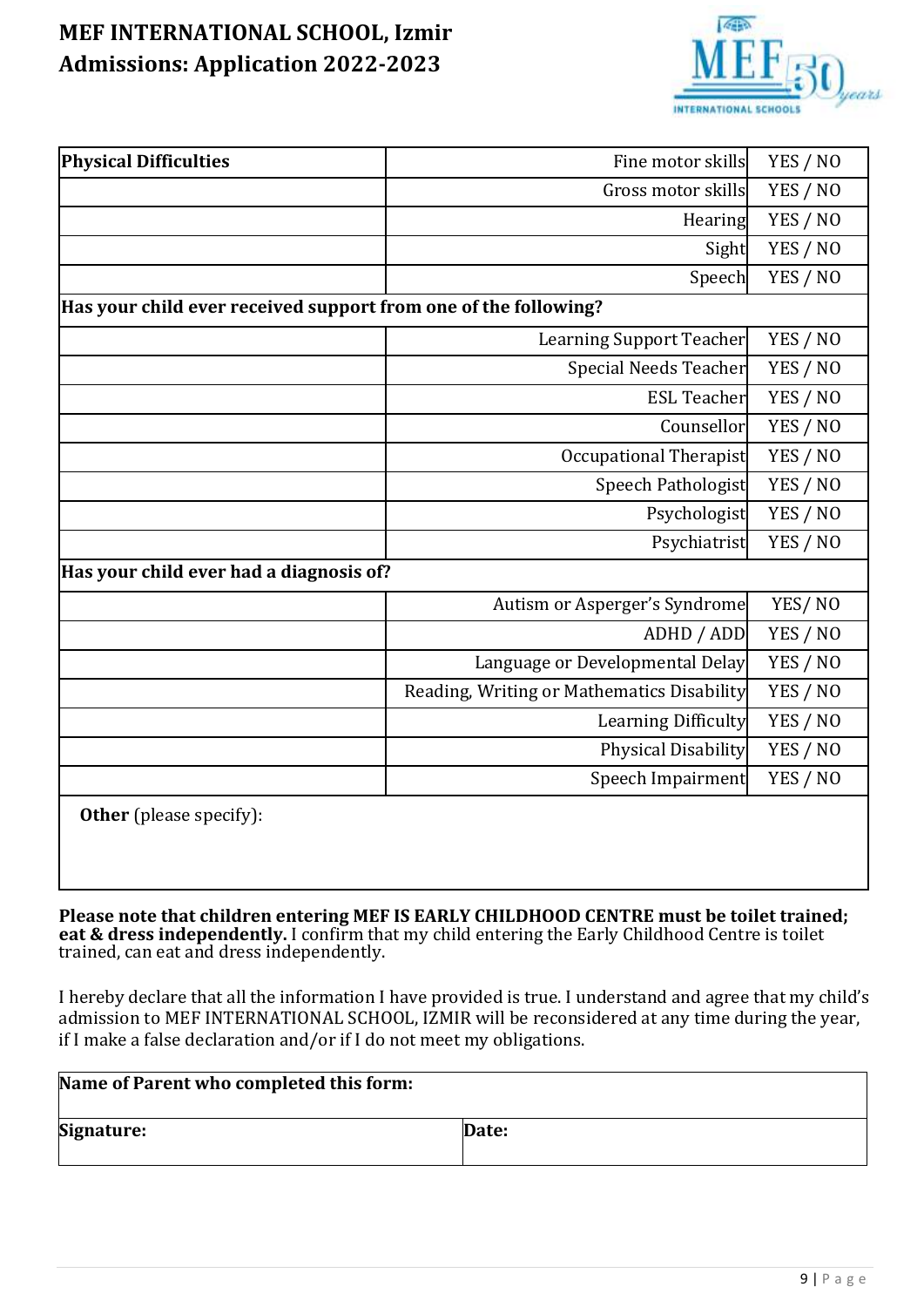# MEF INTERNATIONAL SCHOOL, Izmir
## Admissions: Application 2022-2023

| **Physical Difficulties** | Fine motor skills | YES / NO |
|---|---|---|
| | Gross motor skills | YES / NO |
| | Hearing | YES / NO |
| | Sight | YES / NO |
| | Speech | YES / NO |
| **Has your child ever received support from one of the following?** | | |
| | Learning Support Teacher | YES / NO |
| | Special Needs Teacher | YES / NO |
| | ESL Teacher | YES / NO |
| | Counsellor | YES / NO |
| | Occupational Therapist | YES / NO |
| | Speech Pathologist | YES / NO |
| | Psychologist | YES / NO |
| | Psychiatrist | YES / NO |
| **Has your child ever had a diagnosis of?** | | |
| | Autism or Asperger's Syndrome | YES/ NO |
| | ADHD / ADD | YES / NO |
| | Language or Developmental Delay | YES / NO |
| | Reading, Writing or Mathematics Disability | YES / NO |
| | Learning Difficulty | YES / NO |
| | Physical Disability | YES / NO |
| | Speech Impairment | YES / NO |
| **Other** (please specify): | | |

**Please note that children entering MEF IS EARLY CHILDHOOD CENTRE must be toilet trained; eat & dress independently.** I confirm that my child entering the Early Childhood Centre is toilet trained, can eat and dress independently.

I hereby declare that all the information I have provided is true. I understand and agree that my child's admission to MEF INTERNATIONAL SCHOOL, IZMIR will be reconsidered at any time during the year, if I make a false declaration and/or if I do not meet my obligations.

| **Name of Parent who completed this form:** | |
|---|---|
| **Signature:** | **Date:** |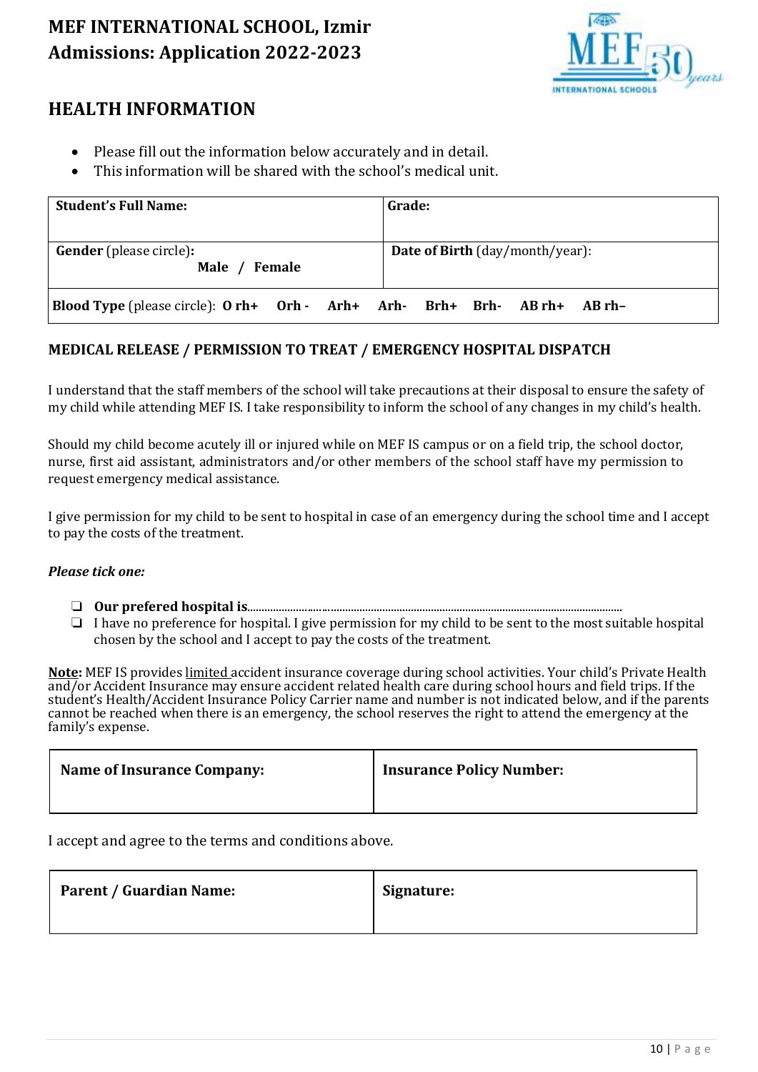# MEF INTERNATIONAL SCHOOL, Izmir
# Admissions: Application 2022-2023

## HEALTH INFORMATION

- Please fill out the information below accurately and in detail.
- This information will be shared with the school's medical unit.

| **Student's Full Name:** | **Grade:** |
|---|---|
| **Gender** (please circle)**:** **Male / Female** | **Date of Birth** (day/month/year): |
| **Blood Type** (please circle): **O rh+ Orh - Arh+ Arh- Brh+ Brh- AB rh+ AB rh–** | |

### MEDICAL RELEASE / PERMISSION TO TREAT / EMERGENCY HOSPITAL DISPATCH

I understand that the staff members of the school will take precautions at their disposal to ensure the safety of my child while attending MEF IS. I take responsibility to inform the school of any changes in my child's health.

Should my child become acutely ill or injured while on MEF IS campus or on a field trip, the school doctor, nurse, first aid assistant, administrators and/or other members of the school staff have my permission to request emergency medical assistance.

I give permission for my child to be sent to hospital in case of an emergency during the school time and I accept to pay the costs of the treatment.

***Please tick one:***

- ❑ **Our prefered hospital is**.......................................................................................................................................
- ❑ I have no preference for hospital. I give permission for my child to be sent to the most suitable hospital chosen by the school and I accept to pay the costs of the treatment.

**Note:** MEF IS provides limited accident insurance coverage during school activities. Your child's Private Health and/or Accident Insurance may ensure accident related health care during school hours and field trips. If the student's Health/Accident Insurance Policy Carrier name and number is not indicated below, and if the parents cannot be reached when there is an emergency, the school reserves the right to attend the emergency at the family's expense.

| **Name of Insurance Company:** | **Insurance Policy Number:** |
|---|---|
| | |

I accept and agree to the terms and conditions above.

| **Parent / Guardian Name:** | **Signature:** |
|---|---|
| | |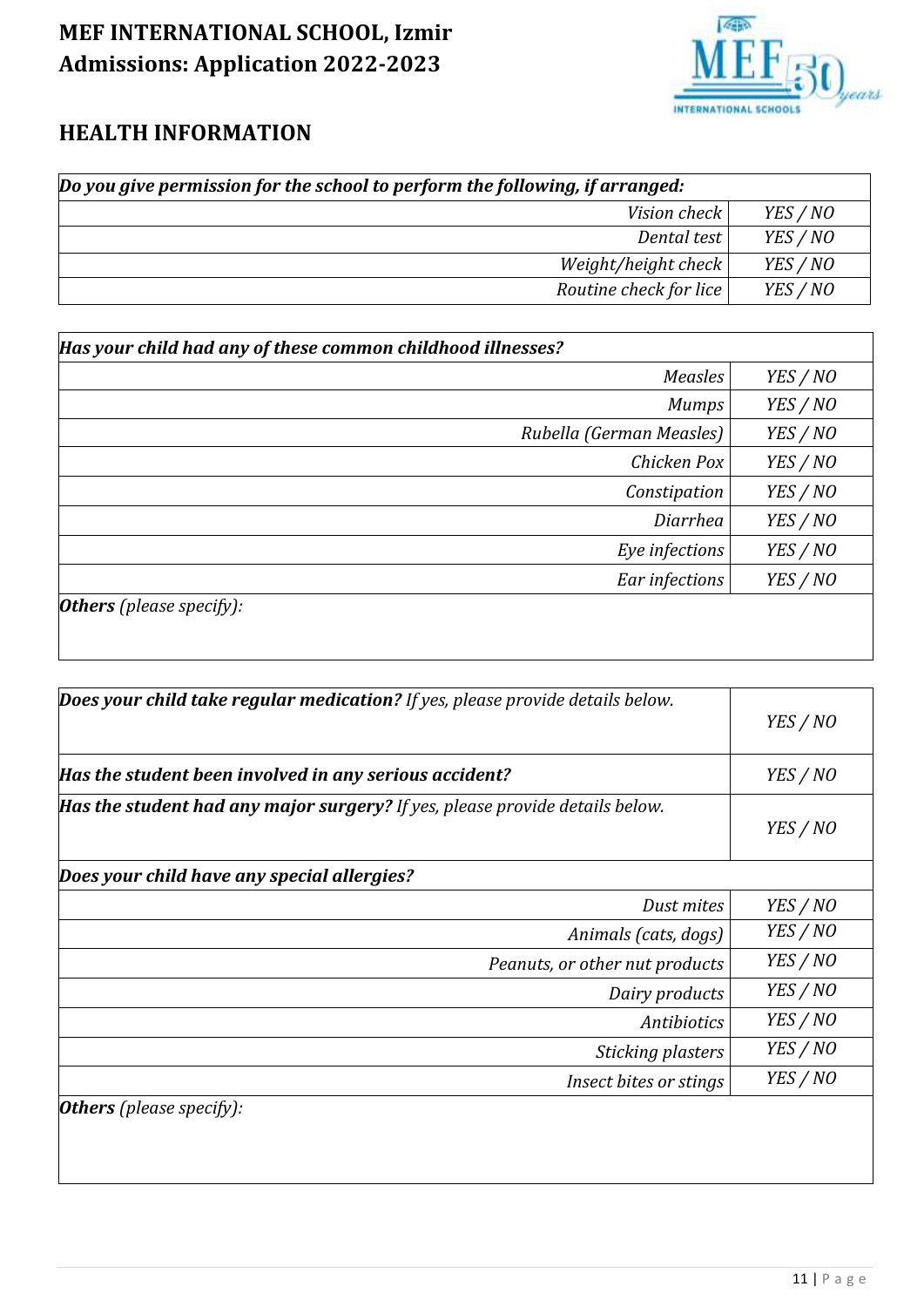# MEF INTERNATIONAL SCHOOL, Izmir
# Admissions: Application 2022-2023

## HEALTH INFORMATION

| ***Do you give permission for the school to perform the following, if arranged:*** | |
|---|---|
| *Vision check* | *YES / NO* |
| *Dental test* | *YES / NO* |
| *Weight/height check* | *YES / NO* |
| *Routine check for lice* | *YES / NO* |

| ***Has your child had any of these common childhood illnesses?*** | |
|---|---|
| *Measles* | *YES / NO* |
| *Mumps* | *YES / NO* |
| *Rubella (German Measles)* | *YES / NO* |
| *Chicken Pox* | *YES / NO* |
| *Constipation* | *YES / NO* |
| *Diarrhea* | *YES / NO* |
| *Eye infections* | *YES / NO* |
| *Ear infections* | *YES / NO* |
| ***Others*** *(please specify):* | |

| | |
|---|---|
| ***Does your child take regular medication?*** *If yes, please provide details below.* | *YES / NO* |
| ***Has the student been involved in any serious accident?*** | *YES / NO* |
| ***Has the student had any major surgery?*** *If yes, please provide details below.* | *YES / NO* |
| ***Does your child have any special allergies?*** | |
| *Dust mites* | *YES / NO* |
| *Animals (cats, dogs)* | *YES / NO* |
| *Peanuts, or other nut products* | *YES / NO* |
| *Dairy products* | *YES / NO* |
| *Antibiotics* | *YES / NO* |
| *Sticking plasters* | *YES / NO* |
| *Insect bites or stings* | *YES / NO* |
| ***Others*** *(please specify):* | |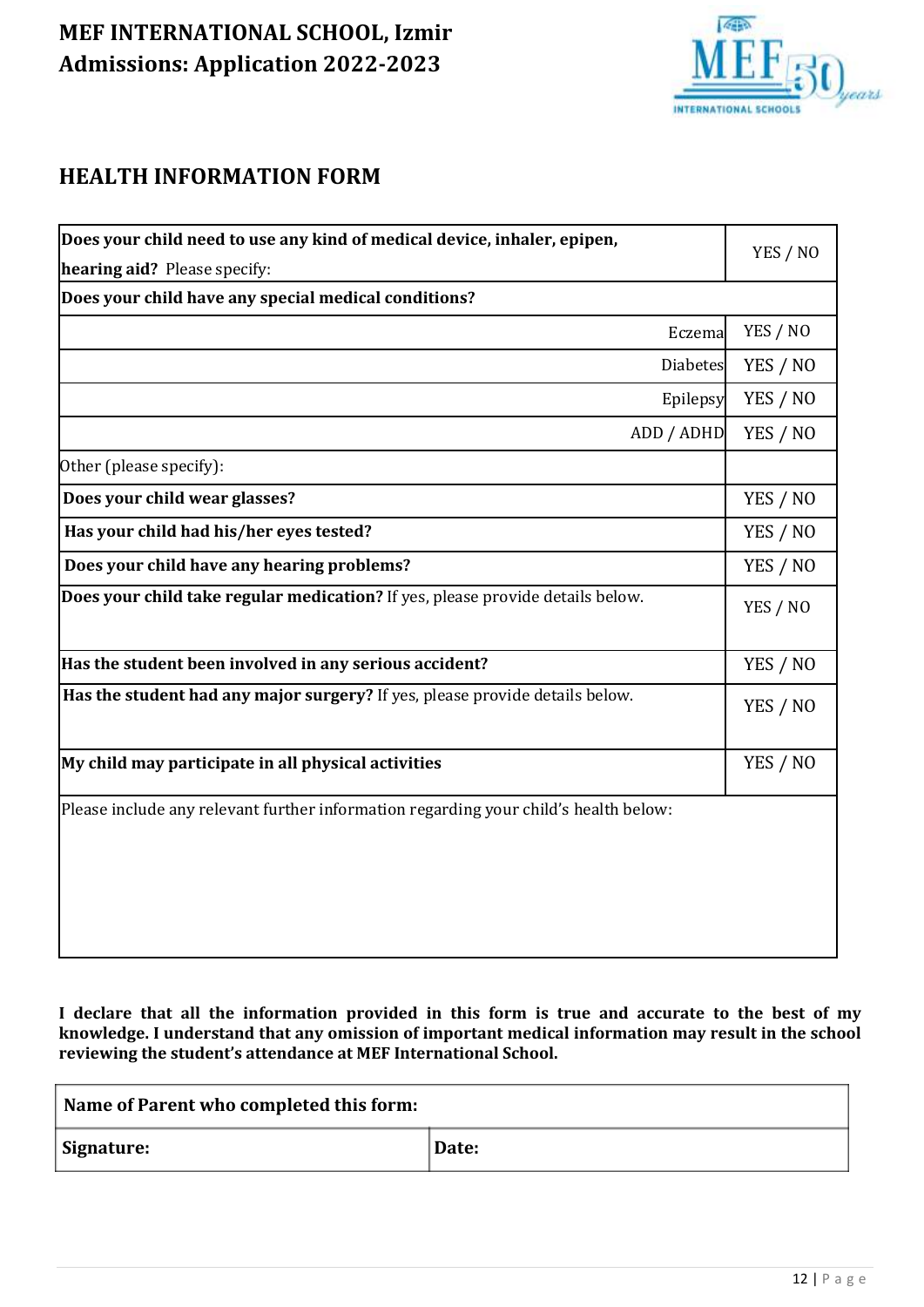# MEF INTERNATIONAL SCHOOL, Izmir
# Admissions: Application 2022-2023

## HEALTH INFORMATION FORM

| | |
|---|---|
| **Does your child need to use any kind of medical device, inhaler, epipen, hearing aid?** Please specify: | YES / NO |
| **Does your child have any special medical conditions?** | |
| Eczema | YES / NO |
| Diabetes | YES / NO |
| Epilepsy | YES / NO |
| ADD / ADHD | YES / NO |
| Other (please specify): | |
| **Does your child wear glasses?** | YES / NO |
| **Has your child had his/her eyes tested?** | YES / NO |
| **Does your child have any hearing problems?** | YES / NO |
| **Does your child take regular medication?** If yes, please provide details below. | YES / NO |
| **Has the student been involved in any serious accident?** | YES / NO |
| **Has the student had any major surgery?** If yes, please provide details below. | YES / NO |
| **My child may participate in all physical activities** | YES / NO |
| Please include any relevant further information regarding your child's health below: | |

**I declare that all the information provided in this form is true and accurate to the best of my knowledge. I understand that any omission of important medical information may result in the school reviewing the student's attendance at MEF International School.**

| **Name of Parent who completed this form:** | |
|---|---|
| **Signature:** | **Date:** |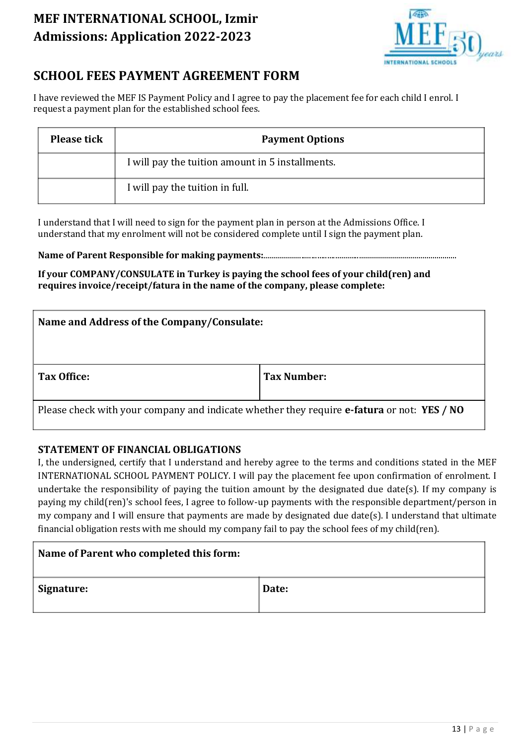# MEF INTERNATIONAL SCHOOL, Izmir
# Admissions: Application 2022-2023

## SCHOOL FEES PAYMENT AGREEMENT FORM

I have reviewed the MEF IS Payment Policy and I agree to pay the placement fee for each child I enrol. I request a payment plan for the established school fees.

| Please tick | Payment Options |
|---|---|
| | I will pay the tuition amount in 5 installments. |
| | I will pay the tuition in full. |

I understand that I will need to sign for the payment plan in person at the Admissions Office. I understand that my enrolment will not be considered complete until I sign the payment plan.

**Name of Parent Responsible for making payments:**......................................................................................................

**If your COMPANY/CONSULATE in Turkey is paying the school fees of your child(ren) and requires invoice/receipt/fatura in the name of the company, please complete:**

| **Name and Address of the Company/Consulate:** | |
|---|---|
| **Tax Office:** | **Tax Number:** |
| Please check with your company and indicate whether they require **e-fatura** or not: **YES / NO** | |

**STATEMENT OF FINANCIAL OBLIGATIONS**

I, the undersigned, certify that I understand and hereby agree to the terms and conditions stated in the MEF INTERNATIONAL SCHOOL PAYMENT POLICY. I will pay the placement fee upon confirmation of enrolment. I undertake the responsibility of paying the tuition amount by the designated due date(s). If my company is paying my child(ren)'s school fees, I agree to follow-up payments with the responsible department/person in my company and I will ensure that payments are made by designated due date(s). I understand that ultimate financial obligation rests with me should my company fail to pay the school fees of my child(ren).

| **Name of Parent who completed this form:** | |
|---|---|
| **Signature:** | **Date:** |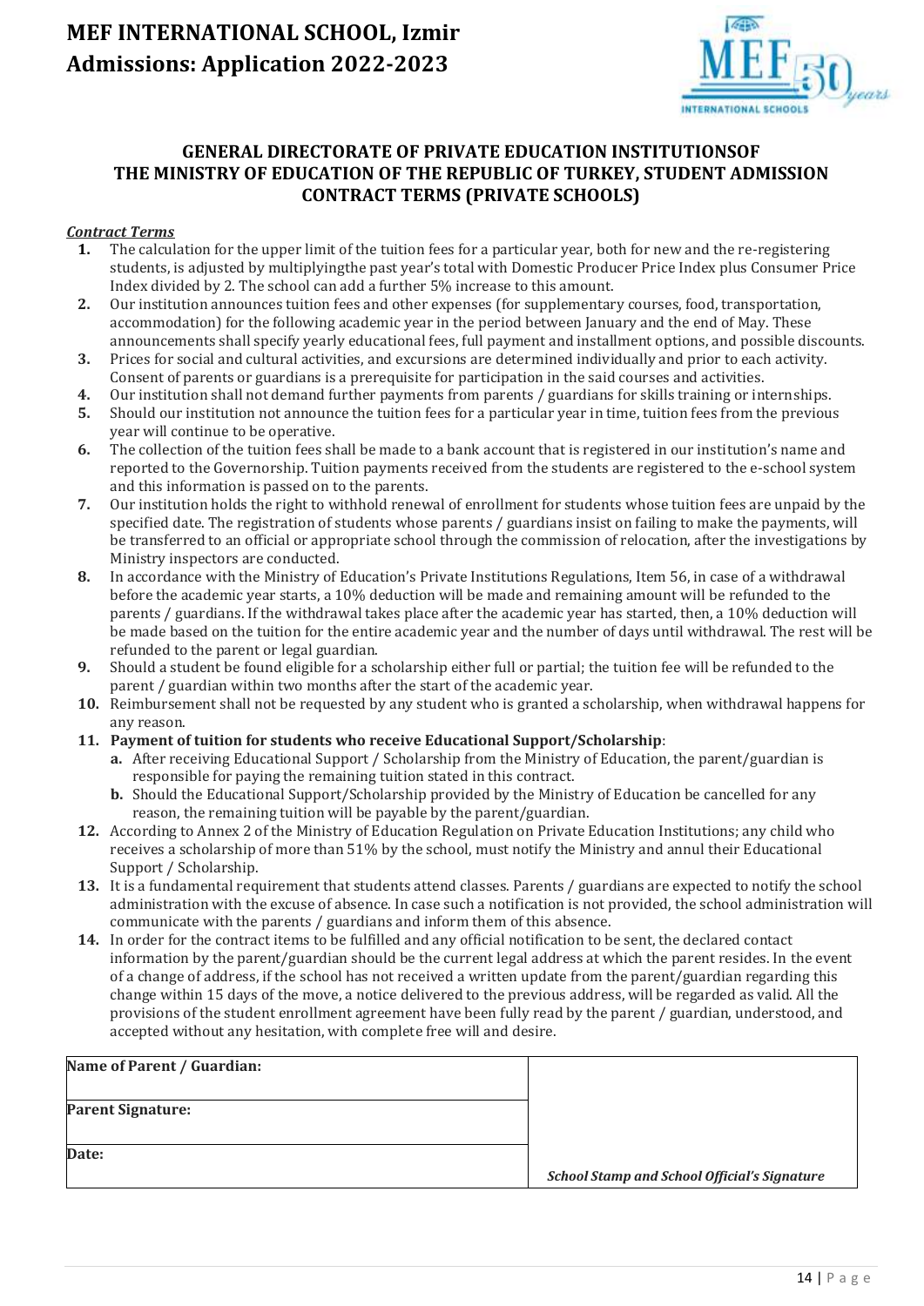# MEF INTERNATIONAL SCHOOL, Izmir
# Admissions: Application 2022-2023

## GENERAL DIRECTORATE OF PRIVATE EDUCATION INSTITUTIONSOF THE MINISTRY OF EDUCATION OF THE REPUBLIC OF TURKEY, STUDENT ADMISSION CONTRACT TERMS (PRIVATE SCHOOLS)

***Contract Terms***

1. The calculation for the upper limit of the tuition fees for a particular year, both for new and the re-registering students, is adjusted by multiplyingthe past year's total with Domestic Producer Price Index plus Consumer Price Index divided by 2. The school can add a further 5% increase to this amount.
2. Our institution announces tuition fees and other expenses (for supplementary courses, food, transportation, accommodation) for the following academic year in the period between January and the end of May. These announcements shall specify yearly educational fees, full payment and installment options, and possible discounts.
3. Prices for social and cultural activities, and excursions are determined individually and prior to each activity. Consent of parents or guardians is a prerequisite for participation in the said courses and activities.
4. Our institution shall not demand further payments from parents / guardians for skills training or internships.
5. Should our institution not announce the tuition fees for a particular year in time, tuition fees from the previous year will continue to be operative.
6. The collection of the tuition fees shall be made to a bank account that is registered in our institution's name and reported to the Governorship. Tuition payments received from the students are registered to the e-school system and this information is passed on to the parents.
7. Our institution holds the right to withhold renewal of enrollment for students whose tuition fees are unpaid by the specified date. The registration of students whose parents / guardians insist on failing to make the payments, will be transferred to an official or appropriate school through the commission of relocation, after the investigations by Ministry inspectors are conducted.
8. In accordance with the Ministry of Education's Private Institutions Regulations, Item 56, in case of a withdrawal before the academic year starts, a 10% deduction will be made and remaining amount will be refunded to the parents / guardians. If the withdrawal takes place after the academic year has started, then, a 10% deduction will be made based on the tuition for the entire academic year and the number of days until withdrawal. The rest will be refunded to the parent or legal guardian.
9. Should a student be found eligible for a scholarship either full or partial; the tuition fee will be refunded to the parent / guardian within two months after the start of the academic year.
10. Reimbursement shall not be requested by any student who is granted a scholarship, when withdrawal happens for any reason.
11. **Payment of tuition for students who receive Educational Support/Scholarship**:
    a. After receiving Educational Support / Scholarship from the Ministry of Education, the parent/guardian is responsible for paying the remaining tuition stated in this contract.
    b. Should the Educational Support/Scholarship provided by the Ministry of Education be cancelled for any reason, the remaining tuition will be payable by the parent/guardian.
12. According to Annex 2 of the Ministry of Education Regulation on Private Education Institutions; any child who receives a scholarship of more than 51% by the school, must notify the Ministry and annul their Educational Support / Scholarship.
13. It is a fundamental requirement that students attend classes. Parents / guardians are expected to notify the school administration with the excuse of absence. In case such a notification is not provided, the school administration will communicate with the parents / guardians and inform them of this absence.
14. In order for the contract items to be fulfilled and any official notification to be sent, the declared contact information by the parent/guardian should be the current legal address at which the parent resides. In the event of a change of address, if the school has not received a written update from the parent/guardian regarding this change within 15 days of the move, a notice delivered to the previous address, will be regarded as valid. All the provisions of the student enrollment agreement have been fully read by the parent / guardian, understood, and accepted without any hesitation, with complete free will and desire.

| | |
|---|---|
| **Name of Parent / Guardian:** | |
| **Parent Signature:** | |
| **Date:** | ***School Stamp and School Official's Signature*** |